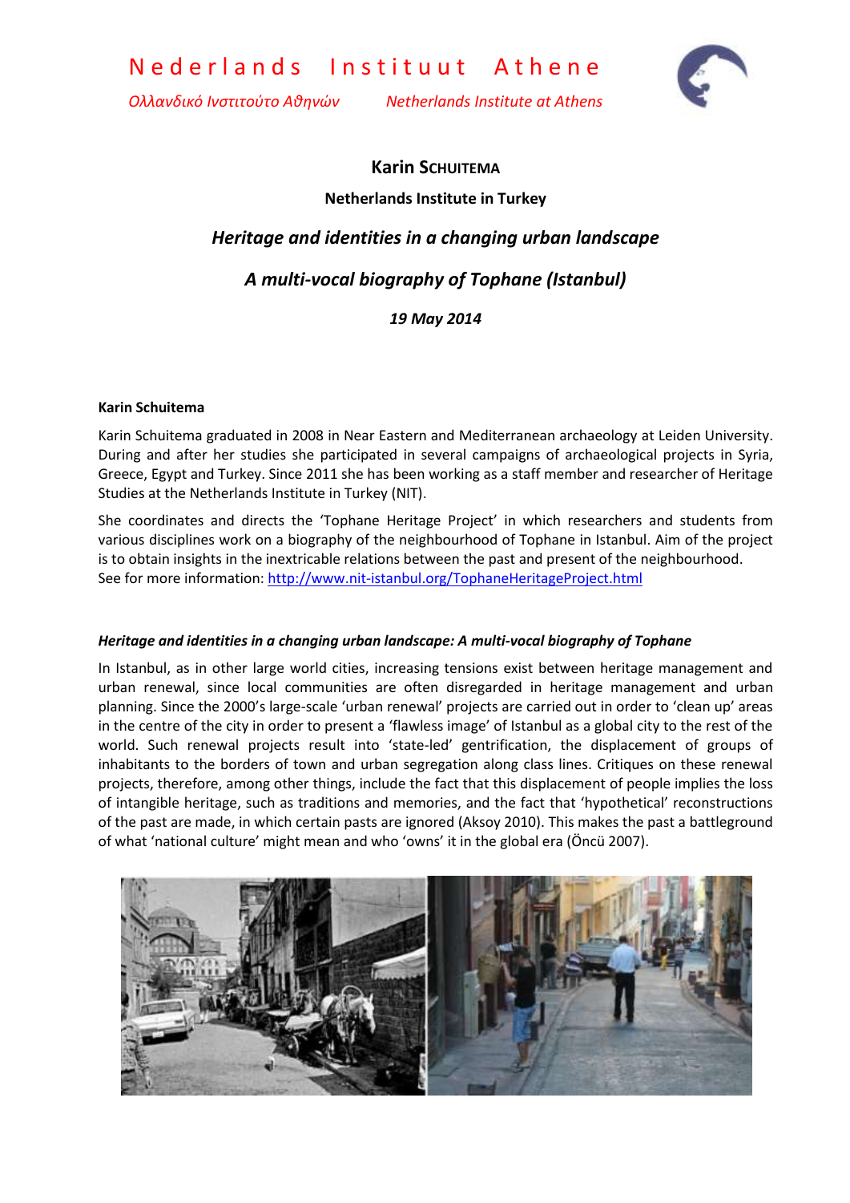Nederlands Instituut Athene

*Ολλανδικό Ινστιτούτο Αθηνών* *Netherlands Institute at Athens*

# Karin SCHUITEMA

**Netherlands Institute in Turkey**

## *Heritage and identities in a changing urban landscape*

## *A multi-vocal biography of Tophane (Istanbul)*

***19 May 2014***

**Karin Schuitema**

Karin Schuitema graduated in 2008 in Near Eastern and Mediterranean archaeology at Leiden University. During and after her studies she participated in several campaigns of archaeological projects in Syria, Greece, Egypt and Turkey. Since 2011 she has been working as a staff member and researcher of Heritage Studies at the Netherlands Institute in Turkey (NIT).

She coordinates and directs the 'Tophane Heritage Project' in which researchers and students from various disciplines work on a biography of the neighbourhood of Tophane in Istanbul. Aim of the project is to obtain insights in the inextricable relations between the past and present of the neighbourhood.
See for more information: http://www.nit-istanbul.org/TophaneHeritageProject.html

***Heritage and identities in a changing urban landscape: A multi-vocal biography of Tophane***

In Istanbul, as in other large world cities, increasing tensions exist between heritage management and urban renewal, since local communities are often disregarded in heritage management and urban planning. Since the 2000's large-scale 'urban renewal' projects are carried out in order to 'clean up' areas in the centre of the city in order to present a 'flawless image' of Istanbul as a global city to the rest of the world. Such renewal projects result into 'state-led' gentrification, the displacement of groups of inhabitants to the borders of town and urban segregation along class lines. Critiques on these renewal projects, therefore, among other things, include the fact that this displacement of people implies the loss of intangible heritage, such as traditions and memories, and the fact that 'hypothetical' reconstructions of the past are made, in which certain pasts are ignored (Aksoy 2010). This makes the past a battleground of what 'national culture' might mean and who 'owns' it in the global era (Öncü 2007).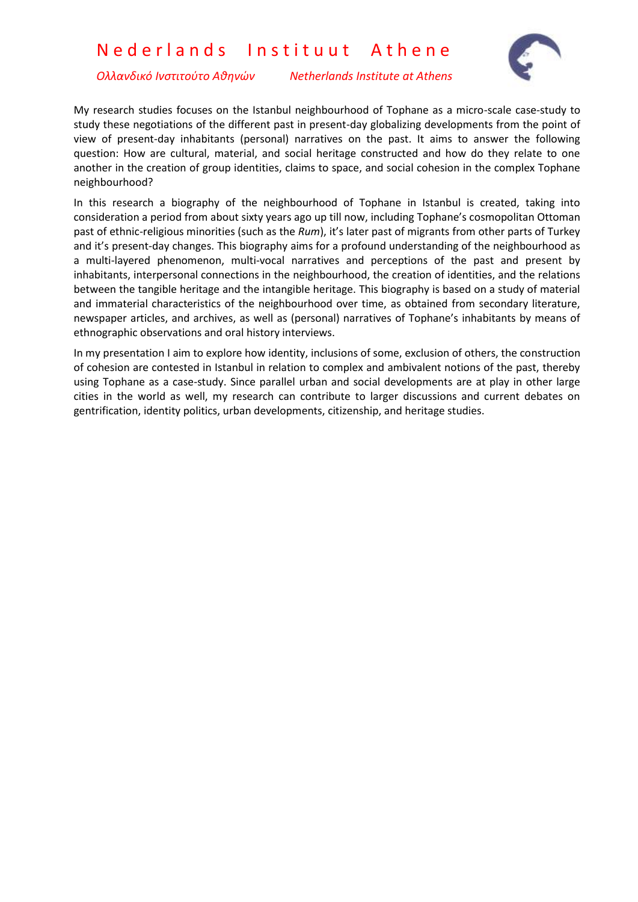My research studies focuses on the Istanbul neighbourhood of Tophane as a micro-scale case-study to study these negotiations of the different past in present-day globalizing developments from the point of view of present-day inhabitants (personal) narratives on the past. It aims to answer the following question: How are cultural, material, and social heritage constructed and how do they relate to one another in the creation of group identities, claims to space, and social cohesion in the complex Tophane neighbourhood?

In this research a biography of the neighbourhood of Tophane in Istanbul is created, taking into consideration a period from about sixty years ago up till now, including Tophane's cosmopolitan Ottoman past of ethnic-religious minorities (such as the *Rum*), it's later past of migrants from other parts of Turkey and it's present-day changes. This biography aims for a profound understanding of the neighbourhood as a multi-layered phenomenon, multi-vocal narratives and perceptions of the past and present by inhabitants, interpersonal connections in the neighbourhood, the creation of identities, and the relations between the tangible heritage and the intangible heritage. This biography is based on a study of material and immaterial characteristics of the neighbourhood over time, as obtained from secondary literature, newspaper articles, and archives, as well as (personal) narratives of Tophane's inhabitants by means of ethnographic observations and oral history interviews.

In my presentation I aim to explore how identity, inclusions of some, exclusion of others, the construction of cohesion are contested in Istanbul in relation to complex and ambivalent notions of the past, thereby using Tophane as a case-study. Since parallel urban and social developments are at play in other large cities in the world as well, my research can contribute to larger discussions and current debates on gentrification, identity politics, urban developments, citizenship, and heritage studies.